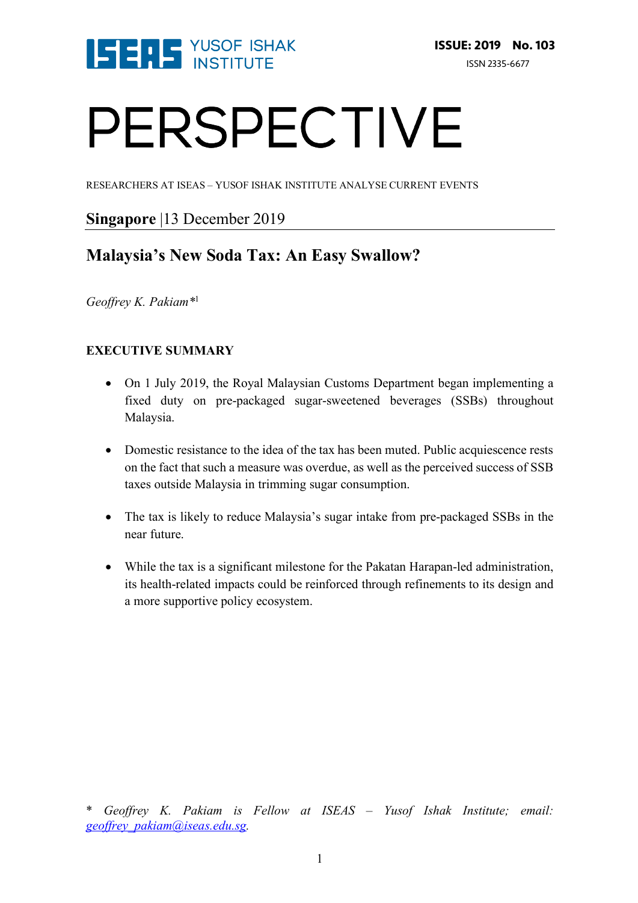ISEAS YUSOF ISHAK INSTITUTE

**ISSUE: 2019 No. 103**

ISSN 2335-6677

# PERSPECTIVE

RESEARCHERS AT ISEAS – YUSOF ISHAK INSTITUTE ANALYSE CURRENT EVENTS

**Singapore** |13 December 2019

## Malaysia's New Soda Tax: An Easy Swallow?

*Geoffrey K. Pakiam**[1]

### EXECUTIVE SUMMARY

- On 1 July 2019, the Royal Malaysian Customs Department began implementing a fixed duty on pre-packaged sugar-sweetened beverages (SSBs) throughout Malaysia.
- Domestic resistance to the idea of the tax has been muted. Public acquiescence rests on the fact that such a measure was overdue, as well as the perceived success of SSB taxes outside Malaysia in trimming sugar consumption.
- The tax is likely to reduce Malaysia's sugar intake from pre-packaged SSBs in the near future.
- While the tax is a significant milestone for the Pakatan Harapan-led administration, its health-related impacts could be reinforced through refinements to its design and a more supportive policy ecosystem.

\* *Geoffrey K. Pakiam is Fellow at ISEAS – Yusof Ishak Institute; email:* *geoffrey_pakiam@iseas.edu.sg.*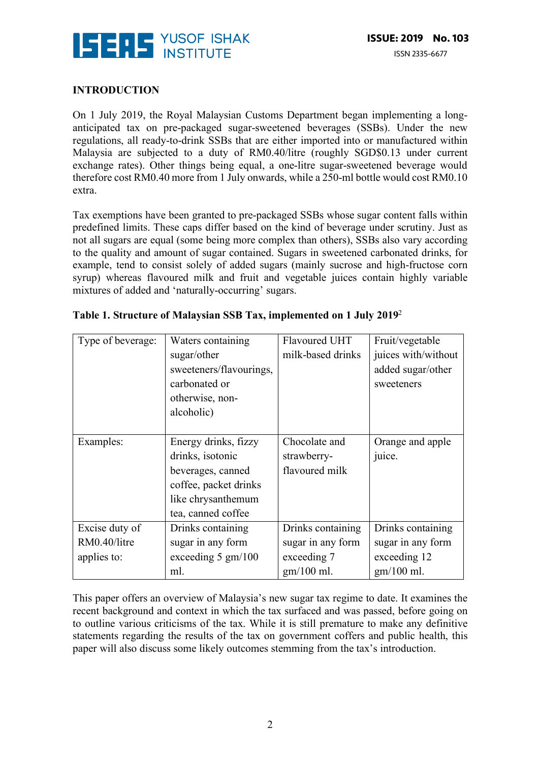## INTRODUCTION

On 1 July 2019, the Royal Malaysian Customs Department began implementing a long-anticipated tax on pre-packaged sugar-sweetened beverages (SSBs). Under the new regulations, all ready-to-drink SSBs that are either imported into or manufactured within Malaysia are subjected to a duty of RM0.40/litre (roughly SGD$0.13 under current exchange rates). Other things being equal, a one-litre sugar-sweetened beverage would therefore cost RM0.40 more from 1 July onwards, while a 250-ml bottle would cost RM0.10 extra.

Tax exemptions have been granted to pre-packaged SSBs whose sugar content falls within predefined limits. These caps differ based on the kind of beverage under scrutiny. Just as not all sugars are equal (some being more complex than others), SSBs also vary according to the quality and amount of sugar contained. Sugars in sweetened carbonated drinks, for example, tend to consist solely of added sugars (mainly sucrose and high-fructose corn syrup) whereas flavoured milk and fruit and vegetable juices contain highly variable mixtures of added and 'naturally-occurring' sugars.

**Table 1. Structure of Malaysian SSB Tax, implemented on 1 July 2019**[2]

| Type of beverage: | Waters containing sugar/other sweeteners/flavourings, carbonated or otherwise, non-alcoholic) | Flavoured UHT milk-based drinks | Fruit/vegetable juices with/without added sugar/other sweeteners |
|---|---|---|---|
| Examples: | Energy drinks, fizzy drinks, isotonic beverages, canned coffee, packet drinks like chrysanthemum tea, canned coffee | Chocolate and strawberry-flavoured milk | Orange and apple juice. |
| Excise duty of RM0.40/litre applies to: | Drinks containing sugar in any form exceeding 5 gm/100 ml. | Drinks containing sugar in any form exceeding 7 gm/100 ml. | Drinks containing sugar in any form exceeding 12 gm/100 ml. |

This paper offers an overview of Malaysia's new sugar tax regime to date. It examines the recent background and context in which the tax surfaced and was passed, before going on to outline various criticisms of the tax. While it is still premature to make any definitive statements regarding the results of the tax on government coffers and public health, this paper will also discuss some likely outcomes stemming from the tax's introduction.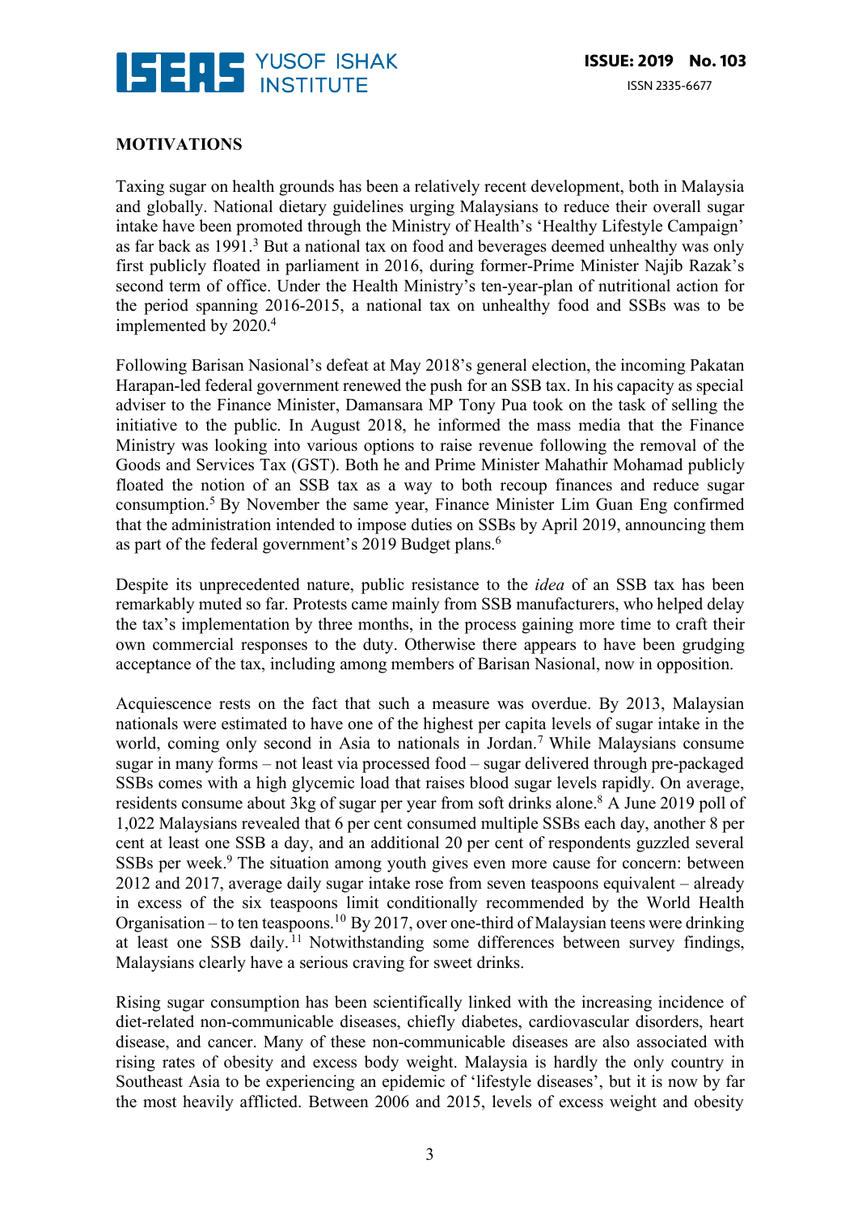## MOTIVATIONS

Taxing sugar on health grounds has been a relatively recent development, both in Malaysia and globally. National dietary guidelines urging Malaysians to reduce their overall sugar intake have been promoted through the Ministry of Health's 'Healthy Lifestyle Campaign' as far back as 1991.[3] But a national tax on food and beverages deemed unhealthy was only first publicly floated in parliament in 2016, during former-Prime Minister Najib Razak's second term of office. Under the Health Ministry's ten-year-plan of nutritional action for the period spanning 2016-2015, a national tax on unhealthy food and SSBs was to be implemented by 2020.[4]

Following Barisan Nasional's defeat at May 2018's general election, the incoming Pakatan Harapan-led federal government renewed the push for an SSB tax. In his capacity as special adviser to the Finance Minister, Damansara MP Tony Pua took on the task of selling the initiative to the public. In August 2018, he informed the mass media that the Finance Ministry was looking into various options to raise revenue following the removal of the Goods and Services Tax (GST). Both he and Prime Minister Mahathir Mohamad publicly floated the notion of an SSB tax as a way to both recoup finances and reduce sugar consumption.[5] By November the same year, Finance Minister Lim Guan Eng confirmed that the administration intended to impose duties on SSBs by April 2019, announcing them as part of the federal government's 2019 Budget plans.[6]

Despite its unprecedented nature, public resistance to the *idea* of an SSB tax has been remarkably muted so far. Protests came mainly from SSB manufacturers, who helped delay the tax's implementation by three months, in the process gaining more time to craft their own commercial responses to the duty. Otherwise there appears to have been grudging acceptance of the tax, including among members of Barisan Nasional, now in opposition.

Acquiescence rests on the fact that such a measure was overdue. By 2013, Malaysian nationals were estimated to have one of the highest per capita levels of sugar intake in the world, coming only second in Asia to nationals in Jordan.[7] While Malaysians consume sugar in many forms – not least via processed food – sugar delivered through pre-packaged SSBs comes with a high glycemic load that raises blood sugar levels rapidly. On average, residents consume about 3kg of sugar per year from soft drinks alone.[8] A June 2019 poll of 1,022 Malaysians revealed that 6 per cent consumed multiple SSBs each day, another 8 per cent at least one SSB a day, and an additional 20 per cent of respondents guzzled several SSBs per week.[9] The situation among youth gives even more cause for concern: between 2012 and 2017, average daily sugar intake rose from seven teaspoons equivalent – already in excess of the six teaspoons limit conditionally recommended by the World Health Organisation – to ten teaspoons.[10] By 2017, over one-third of Malaysian teens were drinking at least one SSB daily.[11] Notwithstanding some differences between survey findings, Malaysians clearly have a serious craving for sweet drinks.

Rising sugar consumption has been scientifically linked with the increasing incidence of diet-related non-communicable diseases, chiefly diabetes, cardiovascular disorders, heart disease, and cancer. Many of these non-communicable diseases are also associated with rising rates of obesity and excess body weight. Malaysia is hardly the only country in Southeast Asia to be experiencing an epidemic of 'lifestyle diseases', but it is now by far the most heavily afflicted. Between 2006 and 2015, levels of excess weight and obesity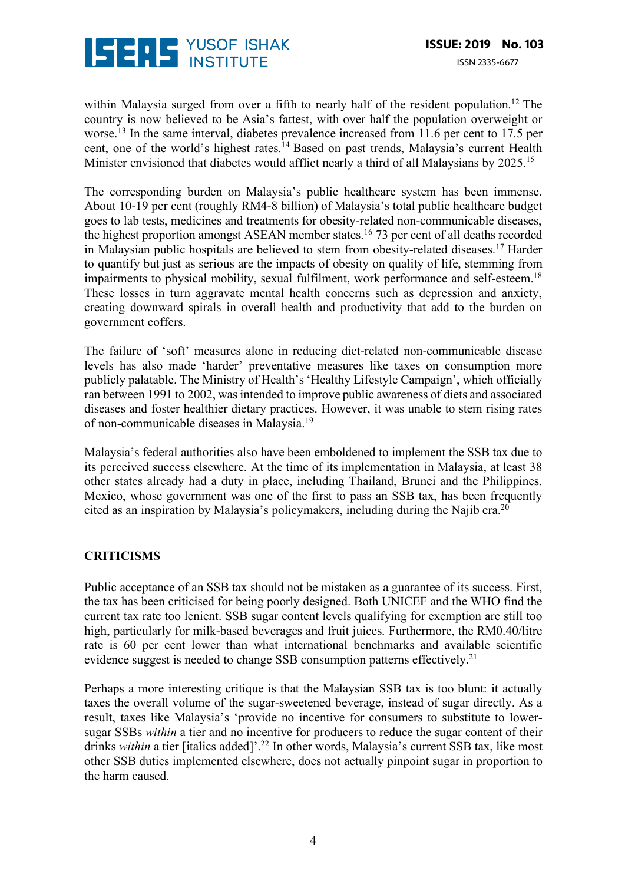within Malaysia surged from over a fifth to nearly half of the resident population.[12] The country is now believed to be Asia's fattest, with over half the population overweight or worse.[13] In the same interval, diabetes prevalence increased from 11.6 per cent to 17.5 per cent, one of the world's highest rates.[14] Based on past trends, Malaysia's current Health Minister envisioned that diabetes would afflict nearly a third of all Malaysians by 2025.[15]

The corresponding burden on Malaysia's public healthcare system has been immense. About 10-19 per cent (roughly RM4-8 billion) of Malaysia's total public healthcare budget goes to lab tests, medicines and treatments for obesity-related non-communicable diseases, the highest proportion amongst ASEAN member states.[16] 73 per cent of all deaths recorded in Malaysian public hospitals are believed to stem from obesity-related diseases.[17] Harder to quantify but just as serious are the impacts of obesity on quality of life, stemming from impairments to physical mobility, sexual fulfilment, work performance and self-esteem.[18] These losses in turn aggravate mental health concerns such as depression and anxiety, creating downward spirals in overall health and productivity that add to the burden on government coffers.

The failure of 'soft' measures alone in reducing diet-related non-communicable disease levels has also made 'harder' preventative measures like taxes on consumption more publicly palatable. The Ministry of Health's 'Healthy Lifestyle Campaign', which officially ran between 1991 to 2002, was intended to improve public awareness of diets and associated diseases and foster healthier dietary practices. However, it was unable to stem rising rates of non-communicable diseases in Malaysia.[19]

Malaysia's federal authorities also have been emboldened to implement the SSB tax due to its perceived success elsewhere. At the time of its implementation in Malaysia, at least 38 other states already had a duty in place, including Thailand, Brunei and the Philippines. Mexico, whose government was one of the first to pass an SSB tax, has been frequently cited as an inspiration by Malaysia's policymakers, including during the Najib era.[20]

## CRITICISMS

Public acceptance of an SSB tax should not be mistaken as a guarantee of its success. First, the tax has been criticised for being poorly designed. Both UNICEF and the WHO find the current tax rate too lenient. SSB sugar content levels qualifying for exemption are still too high, particularly for milk-based beverages and fruit juices. Furthermore, the RM0.40/litre rate is 60 per cent lower than what international benchmarks and available scientific evidence suggest is needed to change SSB consumption patterns effectively.[21]

Perhaps a more interesting critique is that the Malaysian SSB tax is too blunt: it actually taxes the overall volume of the sugar-sweetened beverage, instead of sugar directly. As a result, taxes like Malaysia's 'provide no incentive for consumers to substitute to lower-sugar SSBs *within* a tier and no incentive for producers to reduce the sugar content of their drinks *within* a tier [italics added]'.[22] In other words, Malaysia's current SSB tax, like most other SSB duties implemented elsewhere, does not actually pinpoint sugar in proportion to the harm caused.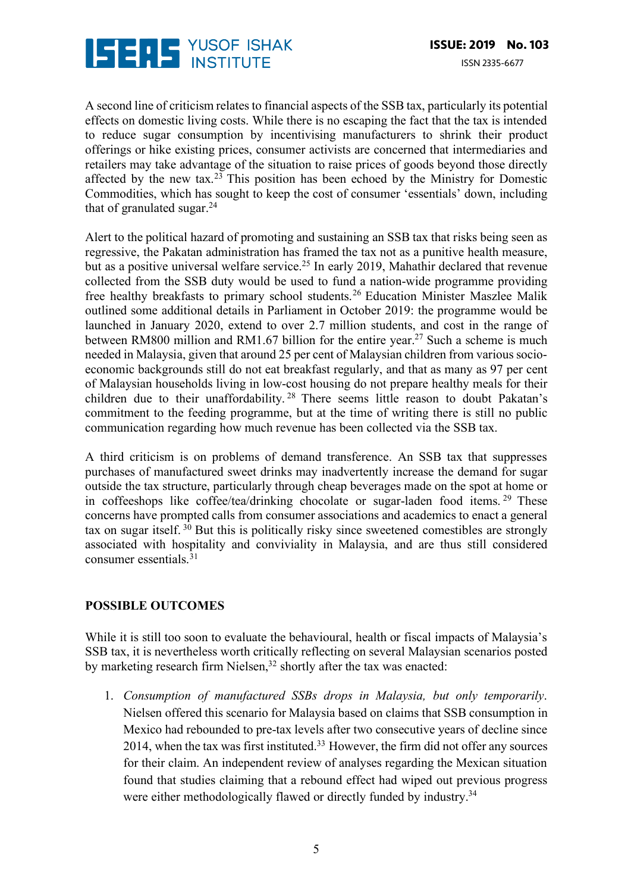A second line of criticism relates to financial aspects of the SSB tax, particularly its potential effects on domestic living costs. While there is no escaping the fact that the tax is intended to reduce sugar consumption by incentivising manufacturers to shrink their product offerings or hike existing prices, consumer activists are concerned that intermediaries and retailers may take advantage of the situation to raise prices of goods beyond those directly affected by the new tax.[23] This position has been echoed by the Ministry for Domestic Commodities, which has sought to keep the cost of consumer 'essentials' down, including that of granulated sugar.[24]

Alert to the political hazard of promoting and sustaining an SSB tax that risks being seen as regressive, the Pakatan administration has framed the tax not as a punitive health measure, but as a positive universal welfare service.[25] In early 2019, Mahathir declared that revenue collected from the SSB duty would be used to fund a nation-wide programme providing free healthy breakfasts to primary school students.[26] Education Minister Maszlee Malik outlined some additional details in Parliament in October 2019: the programme would be launched in January 2020, extend to over 2.7 million students, and cost in the range of between RM800 million and RM1.67 billion for the entire year.[27] Such a scheme is much needed in Malaysia, given that around 25 per cent of Malaysian children from various socio-economic backgrounds still do not eat breakfast regularly, and that as many as 97 per cent of Malaysian households living in low-cost housing do not prepare healthy meals for their children due to their unaffordability.[28] There seems little reason to doubt Pakatan's commitment to the feeding programme, but at the time of writing there is still no public communication regarding how much revenue has been collected via the SSB tax.

A third criticism is on problems of demand transference. An SSB tax that suppresses purchases of manufactured sweet drinks may inadvertently increase the demand for sugar outside the tax structure, particularly through cheap beverages made on the spot at home or in coffeeshops like coffee/tea/drinking chocolate or sugar-laden food items.[29] These concerns have prompted calls from consumer associations and academics to enact a general tax on sugar itself.[30] But this is politically risky since sweetened comestibles are strongly associated with hospitality and conviviality in Malaysia, and are thus still considered consumer essentials.[31]

## POSSIBLE OUTCOMES

While it is still too soon to evaluate the behavioural, health or fiscal impacts of Malaysia's SSB tax, it is nevertheless worth critically reflecting on several Malaysian scenarios posted by marketing research firm Nielsen,[32] shortly after the tax was enacted:

1. *Consumption of manufactured SSBs drops in Malaysia, but only temporarily*. Nielsen offered this scenario for Malaysia based on claims that SSB consumption in Mexico had rebounded to pre-tax levels after two consecutive years of decline since 2014, when the tax was first instituted.[33] However, the firm did not offer any sources for their claim. An independent review of analyses regarding the Mexican situation found that studies claiming that a rebound effect had wiped out previous progress were either methodologically flawed or directly funded by industry.[34]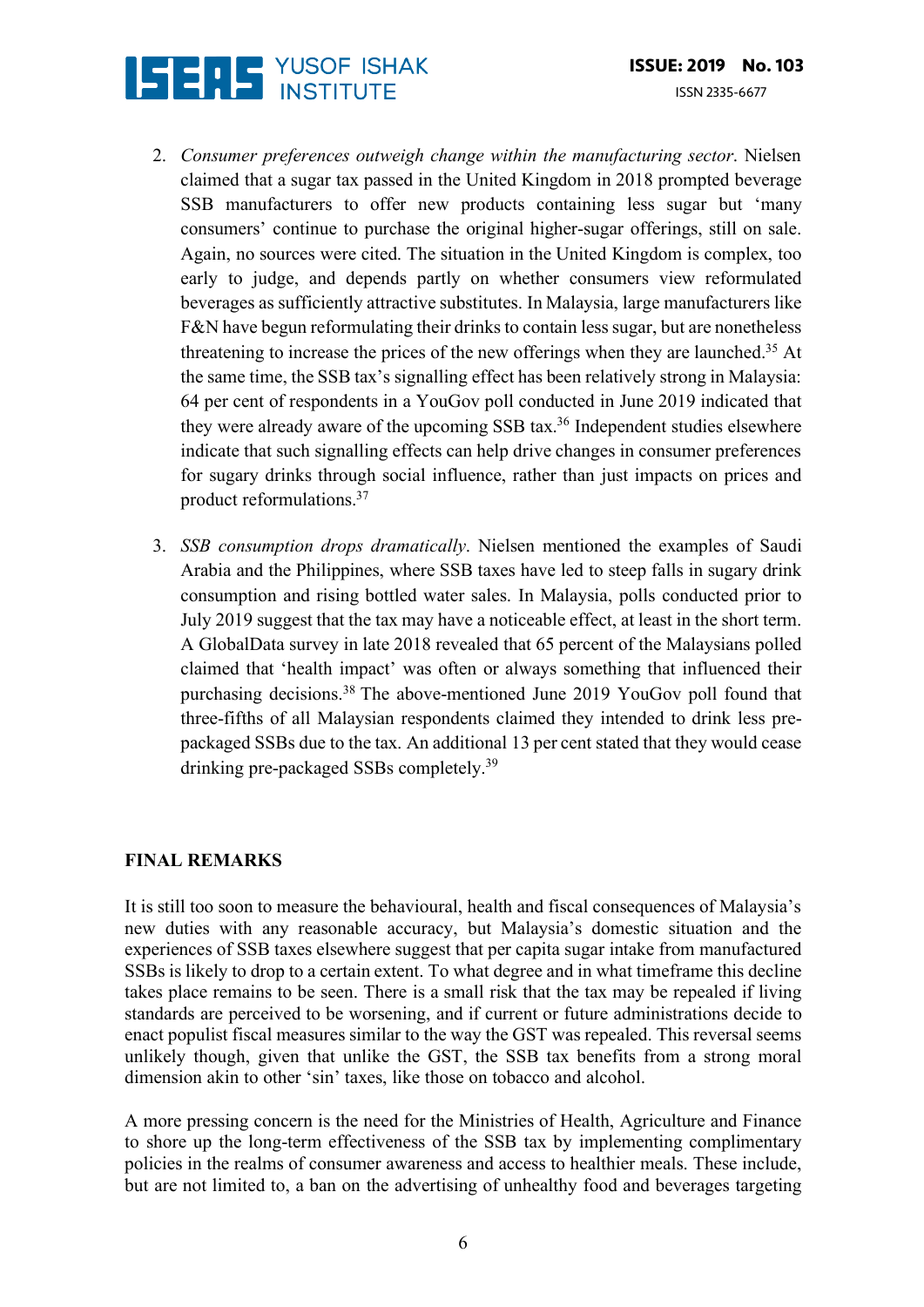2. *Consumer preferences outweigh change within the manufacturing sector*. Nielsen claimed that a sugar tax passed in the United Kingdom in 2018 prompted beverage SSB manufacturers to offer new products containing less sugar but 'many consumers' continue to purchase the original higher-sugar offerings, still on sale. Again, no sources were cited. The situation in the United Kingdom is complex, too early to judge, and depends partly on whether consumers view reformulated beverages as sufficiently attractive substitutes. In Malaysia, large manufacturers like F&N have begun reformulating their drinks to contain less sugar, but are nonetheless threatening to increase the prices of the new offerings when they are launched.[35] At the same time, the SSB tax's signalling effect has been relatively strong in Malaysia: 64 per cent of respondents in a YouGov poll conducted in June 2019 indicated that they were already aware of the upcoming SSB tax.[36] Independent studies elsewhere indicate that such signalling effects can help drive changes in consumer preferences for sugary drinks through social influence, rather than just impacts on prices and product reformulations.[37]

3. *SSB consumption drops dramatically*. Nielsen mentioned the examples of Saudi Arabia and the Philippines, where SSB taxes have led to steep falls in sugary drink consumption and rising bottled water sales. In Malaysia, polls conducted prior to July 2019 suggest that the tax may have a noticeable effect, at least in the short term. A GlobalData survey in late 2018 revealed that 65 percent of the Malaysians polled claimed that 'health impact' was often or always something that influenced their purchasing decisions.[38] The above-mentioned June 2019 YouGov poll found that three-fifths of all Malaysian respondents claimed they intended to drink less pre-packaged SSBs due to the tax. An additional 13 per cent stated that they would cease drinking pre-packaged SSBs completely.[39]

## FINAL REMARKS

It is still too soon to measure the behavioural, health and fiscal consequences of Malaysia's new duties with any reasonable accuracy, but Malaysia's domestic situation and the experiences of SSB taxes elsewhere suggest that per capita sugar intake from manufactured SSBs is likely to drop to a certain extent. To what degree and in what timeframe this decline takes place remains to be seen. There is a small risk that the tax may be repealed if living standards are perceived to be worsening, and if current or future administrations decide to enact populist fiscal measures similar to the way the GST was repealed. This reversal seems unlikely though, given that unlike the GST, the SSB tax benefits from a strong moral dimension akin to other 'sin' taxes, like those on tobacco and alcohol.

A more pressing concern is the need for the Ministries of Health, Agriculture and Finance to shore up the long-term effectiveness of the SSB tax by implementing complimentary policies in the realms of consumer awareness and access to healthier meals. These include, but are not limited to, a ban on the advertising of unhealthy food and beverages targeting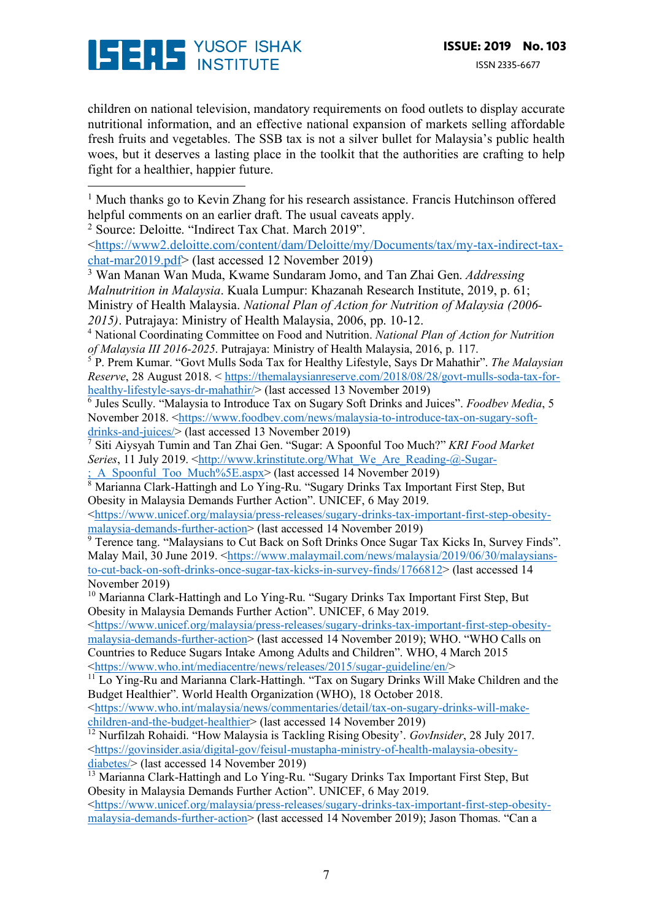children on national television, mandatory requirements on food outlets to display accurate nutritional information, and an effective national expansion of markets selling affordable fresh fruits and vegetables. The SSB tax is not a silver bullet for Malaysia's public health woes, but it deserves a lasting place in the toolkit that the authorities are crafting to help fight for a healthier, happier future.

---

[1] Much thanks go to Kevin Zhang for his research assistance. Francis Hutchinson offered helpful comments on an earlier draft. The usual caveats apply.

[2] Source: Deloitte. "Indirect Tax Chat. March 2019". <https://www2.deloitte.com/content/dam/Deloitte/my/Documents/tax/my-tax-indirect-tax-chat-mar2019.pdf> (last accessed 12 November 2019)

[3] Wan Manan Wan Muda, Kwame Sundaram Jomo, and Tan Zhai Gen. *Addressing Malnutrition in Malaysia*. Kuala Lumpur: Khazanah Research Institute, 2019, p. 61; Ministry of Health Malaysia. *National Plan of Action for Nutrition of Malaysia (2006-2015)*. Putrajaya: Ministry of Health Malaysia, 2006, pp. 10-12.

[4] National Coordinating Committee on Food and Nutrition. *National Plan of Action for Nutrition of Malaysia III 2016-2025*. Putrajaya: Ministry of Health Malaysia, 2016, p. 117.

[5] P. Prem Kumar. "Govt Mulls Soda Tax for Healthy Lifestyle, Says Dr Mahathir". *The Malaysian Reserve*, 28 August 2018. < https://themalaysianreserve.com/2018/08/28/govt-mulls-soda-tax-for-healthy-lifestyle-says-dr-mahathir/> (last accessed 13 November 2019)

[6] Jules Scully. "Malaysia to Introduce Tax on Sugary Soft Drinks and Juices". *Foodbev Media*, 5 November 2018. <https://www.foodbev.com/news/malaysia-to-introduce-tax-on-sugary-soft-drinks-and-juices/> (last accessed 13 November 2019)

[7] Siti Aiysyah Tumin and Tan Zhai Gen. "Sugar: A Spoonful Too Much?" *KRI Food Market Series*, 11 July 2019. <http://www.krinstitute.org/What_We_Are_Reading-@-Sugar-;_A_Spoonful_Too_Much%5E.aspx> (last accessed 14 November 2019)

[8] Marianna Clark-Hattingh and Lo Ying-Ru. "Sugary Drinks Tax Important First Step, But Obesity in Malaysia Demands Further Action". UNICEF, 6 May 2019. <https://www.unicef.org/malaysia/press-releases/sugary-drinks-tax-important-first-step-obesity-malaysia-demands-further-action> (last accessed 14 November 2019)

[9] Terence tang. "Malaysians to Cut Back on Soft Drinks Once Sugar Tax Kicks In, Survey Finds". Malay Mail, 30 June 2019. <https://www.malaymail.com/news/malaysia/2019/06/30/malaysians-to-cut-back-on-soft-drinks-once-sugar-tax-kicks-in-survey-finds/1766812> (last accessed 14 November 2019)

[10] Marianna Clark-Hattingh and Lo Ying-Ru. "Sugary Drinks Tax Important First Step, But Obesity in Malaysia Demands Further Action". UNICEF, 6 May 2019. <https://www.unicef.org/malaysia/press-releases/sugary-drinks-tax-important-first-step-obesity-malaysia-demands-further-action> (last accessed 14 November 2019); WHO. "WHO Calls on Countries to Reduce Sugars Intake Among Adults and Children". WHO, 4 March 2015 <https://www.who.int/mediacentre/news/releases/2015/sugar-guideline/en/>

[11] Lo Ying-Ru and Marianna Clark-Hattingh. "Tax on Sugary Drinks Will Make Children and the Budget Healthier". World Health Organization (WHO), 18 October 2018. <https://www.who.int/malaysia/news/commentaries/detail/tax-on-sugary-drinks-will-make-children-and-the-budget-healthier> (last accessed 14 November 2019)

[12] Nurfilzah Rohaidi. "How Malaysia is Tackling Rising Obesity'. *GovInsider*, 28 July 2017. <https://govinsider.asia/digital-gov/feisul-mustapha-ministry-of-health-malaysia-obesity-diabetes/> (last accessed 14 November 2019)

[13] Marianna Clark-Hattingh and Lo Ying-Ru. "Sugary Drinks Tax Important First Step, But Obesity in Malaysia Demands Further Action". UNICEF, 6 May 2019. <https://www.unicef.org/malaysia/press-releases/sugary-drinks-tax-important-first-step-obesity-malaysia-demands-further-action> (last accessed 14 November 2019); Jason Thomas. "Can a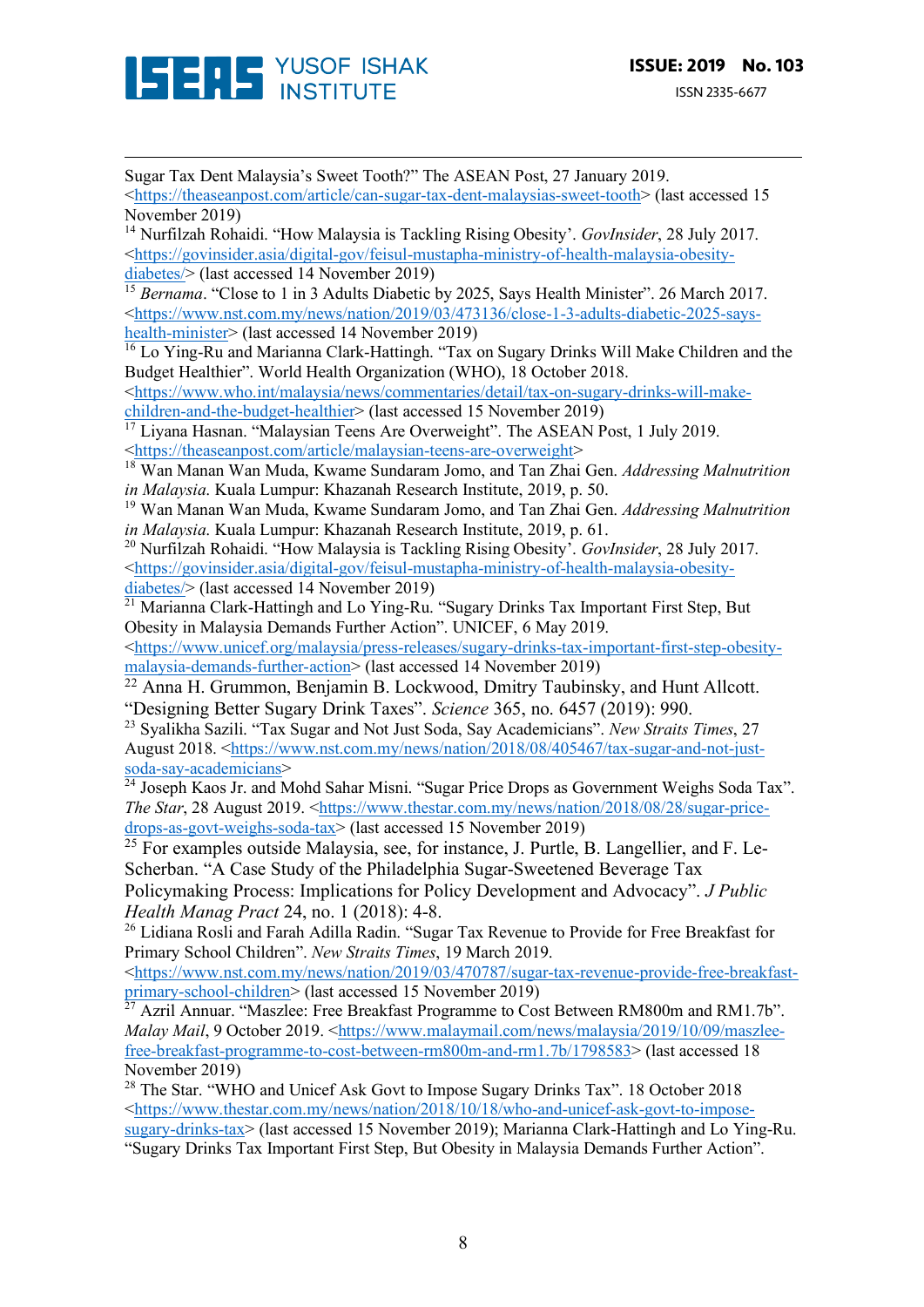Sugar Tax Dent Malaysia's Sweet Tooth?" The ASEAN Post, 27 January 2019. <https://theaseanpost.com/article/can-sugar-tax-dent-malaysias-sweet-tooth> (last accessed 15 November 2019)

[14] Nurfilzah Rohaidi. "How Malaysia is Tackling Rising Obesity'. *GovInsider*, 28 July 2017. <https://govinsider.asia/digital-gov/feisul-mustapha-ministry-of-health-malaysia-obesity-diabetes/> (last accessed 14 November 2019)

[15] *Bernama*. "Close to 1 in 3 Adults Diabetic by 2025, Says Health Minister". 26 March 2017. <https://www.nst.com.my/news/nation/2019/03/473136/close-1-3-adults-diabetic-2025-says-health-minister> (last accessed 14 November 2019)

[16] Lo Ying-Ru and Marianna Clark-Hattingh. "Tax on Sugary Drinks Will Make Children and the Budget Healthier". World Health Organization (WHO), 18 October 2018. <https://www.who.int/malaysia/news/commentaries/detail/tax-on-sugary-drinks-will-make-children-and-the-budget-healthier> (last accessed 15 November 2019)

[17] Liyana Hasnan. "Malaysian Teens Are Overweight". The ASEAN Post, 1 July 2019. <https://theaseanpost.com/article/malaysian-teens-are-overweight>

[18] Wan Manan Wan Muda, Kwame Sundaram Jomo, and Tan Zhai Gen. *Addressing Malnutrition in Malaysia*. Kuala Lumpur: Khazanah Research Institute, 2019, p. 50.

[19] Wan Manan Wan Muda, Kwame Sundaram Jomo, and Tan Zhai Gen. *Addressing Malnutrition in Malaysia*. Kuala Lumpur: Khazanah Research Institute, 2019, p. 61.

[20] Nurfilzah Rohaidi. "How Malaysia is Tackling Rising Obesity'. *GovInsider*, 28 July 2017. <https://govinsider.asia/digital-gov/feisul-mustapha-ministry-of-health-malaysia-obesity-diabetes/> (last accessed 14 November 2019)

[21] Marianna Clark-Hattingh and Lo Ying-Ru. "Sugary Drinks Tax Important First Step, But Obesity in Malaysia Demands Further Action". UNICEF, 6 May 2019. <https://www.unicef.org/malaysia/press-releases/sugary-drinks-tax-important-first-step-obesity-malaysia-demands-further-action> (last accessed 14 November 2019)

[22] Anna H. Grummon, Benjamin B. Lockwood, Dmitry Taubinsky, and Hunt Allcott. "Designing Better Sugary Drink Taxes". *Science* 365, no. 6457 (2019): 990.

[23] Syalikha Sazili. "Tax Sugar and Not Just Soda, Say Academicians". *New Straits Times*, 27 August 2018. <https://www.nst.com.my/news/nation/2018/08/405467/tax-sugar-and-not-just-soda-say-academicians>

[24] Joseph Kaos Jr. and Mohd Sahar Misni. "Sugar Price Drops as Government Weighs Soda Tax". *The Star*, 28 August 2019. <https://www.thestar.com.my/news/nation/2018/08/28/sugar-price-drops-as-govt-weighs-soda-tax> (last accessed 15 November 2019)

[25] For examples outside Malaysia, see, for instance, J. Purtle, B. Langellier, and F. Le-Scherban. "A Case Study of the Philadelphia Sugar-Sweetened Beverage Tax Policymaking Process: Implications for Policy Development and Advocacy". *J Public Health Manag Pract* 24, no. 1 (2018): 4-8.

[26] Lidiana Rosli and Farah Adilla Radin. "Sugar Tax Revenue to Provide for Free Breakfast for Primary School Children". *New Straits Times*, 19 March 2019. <https://www.nst.com.my/news/nation/2019/03/470787/sugar-tax-revenue-provide-free-breakfast-primary-school-children> (last accessed 15 November 2019)

[27] Azril Annuar. "Maszlee: Free Breakfast Programme to Cost Between RM800m and RM1.7b". *Malay Mail*, 9 October 2019. <https://www.malaymail.com/news/malaysia/2019/10/09/maszlee-free-breakfast-programme-to-cost-between-rm800m-and-rm1.7b/1798583> (last accessed 18 November 2019)

[28] The Star. "WHO and Unicef Ask Govt to Impose Sugary Drinks Tax". 18 October 2018 <https://www.thestar.com.my/news/nation/2018/10/18/who-and-unicef-ask-govt-to-impose-sugary-drinks-tax> (last accessed 15 November 2019); Marianna Clark-Hattingh and Lo Ying-Ru. "Sugary Drinks Tax Important First Step, But Obesity in Malaysia Demands Further Action".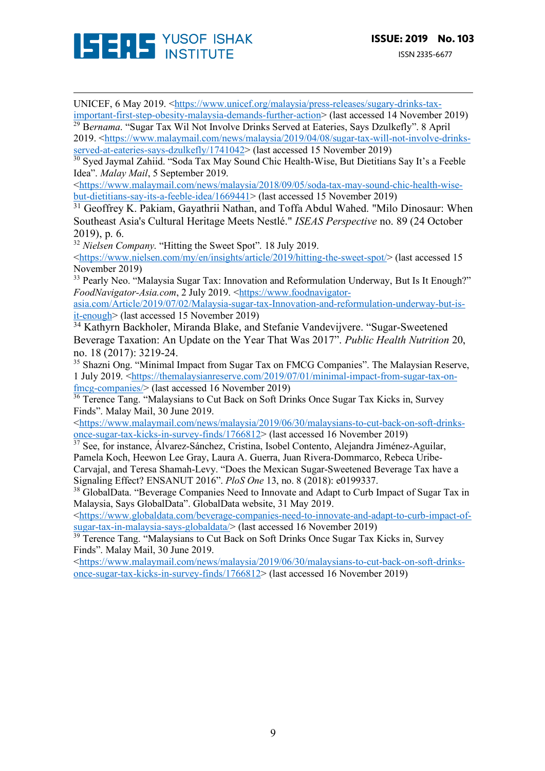UNICEF, 6 May 2019. <https://www.unicef.org/malaysia/press-releases/sugary-drinks-tax-important-first-step-obesity-malaysia-demands-further-action> (last accessed 14 November 2019)

[29] Bernama. "Sugar Tax Wil Not Involve Drinks Served at Eateries, Says Dzulkefly". 8 April 2019. <https://www.malaymail.com/news/malaysia/2019/04/08/sugar-tax-will-not-involve-drinks-served-at-eateries-says-dzulkefly/1741042> (last accessed 15 November 2019)

[30] Syed Jaymal Zahiid. "Soda Tax May Sound Chic Health-Wise, But Dietitians Say It's a Feeble Idea". *Malay Mail*, 5 September 2019. <https://www.malaymail.com/news/malaysia/2018/09/05/soda-tax-may-sound-chic-health-wise-but-dietitians-say-its-a-feeble-idea/1669441> (last accessed 15 November 2019)

[31] Geoffrey K. Pakiam, Gayathrii Nathan, and Toffa Abdul Wahed. "Milo Dinosaur: When Southeast Asia's Cultural Heritage Meets Nestlé." *ISEAS Perspective* no. 89 (24 October 2019), p. 6.

[32] *Nielsen Company*. "Hitting the Sweet Spot". 18 July 2019. <https://www.nielsen.com/my/en/insights/article/2019/hitting-the-sweet-spot/> (last accessed 15 November 2019)

[33] Pearly Neo. "Malaysia Sugar Tax: Innovation and Reformulation Underway, But Is It Enough?" *FoodNavigator-Asia.com*, 2 July 2019. <https://www.foodnavigator-asia.com/Article/2019/07/02/Malaysia-sugar-tax-Innovation-and-reformulation-underway-but-is-it-enough> (last accessed 15 November 2019)

[34] Kathyrn Backholer, Miranda Blake, and Stefanie Vandevijvere. "Sugar-Sweetened Beverage Taxation: An Update on the Year That Was 2017". *Public Health Nutrition* 20, no. 18 (2017): 3219-24.

[35] Shazni Ong. "Minimal Impact from Sugar Tax on FMCG Companies". The Malaysian Reserve, 1 July 2019. <https://themalaysianreserve.com/2019/07/01/minimal-impact-from-sugar-tax-on-fmcg-companies/> (last accessed 16 November 2019)

[36] Terence Tang. "Malaysians to Cut Back on Soft Drinks Once Sugar Tax Kicks in, Survey Finds". Malay Mail, 30 June 2019. <https://www.malaymail.com/news/malaysia/2019/06/30/malaysians-to-cut-back-on-soft-drinks-once-sugar-tax-kicks-in-survey-finds/1766812> (last accessed 16 November 2019)

[37] See, for instance, Álvarez-Sánchez, Cristina, Isobel Contento, Alejandra Jiménez-Aguilar, Pamela Koch, Heewon Lee Gray, Laura A. Guerra, Juan Rivera-Dommarco, Rebeca Uribe-Carvajal, and Teresa Shamah-Levy. "Does the Mexican Sugar-Sweetened Beverage Tax have a Signaling Effect? ENSANUT 2016". *PloS One* 13, no. 8 (2018): e0199337.

[38] GlobalData. "Beverage Companies Need to Innovate and Adapt to Curb Impact of Sugar Tax in Malaysia, Says GlobalData". GlobalData website, 31 May 2019. <https://www.globaldata.com/beverage-companies-need-to-innovate-and-adapt-to-curb-impact-of-sugar-tax-in-malaysia-says-globaldata/> (last accessed 16 November 2019)

[39] Terence Tang. "Malaysians to Cut Back on Soft Drinks Once Sugar Tax Kicks in, Survey Finds". Malay Mail, 30 June 2019. <https://www.malaymail.com/news/malaysia/2019/06/30/malaysians-to-cut-back-on-soft-drinks-once-sugar-tax-kicks-in-survey-finds/1766812> (last accessed 16 November 2019)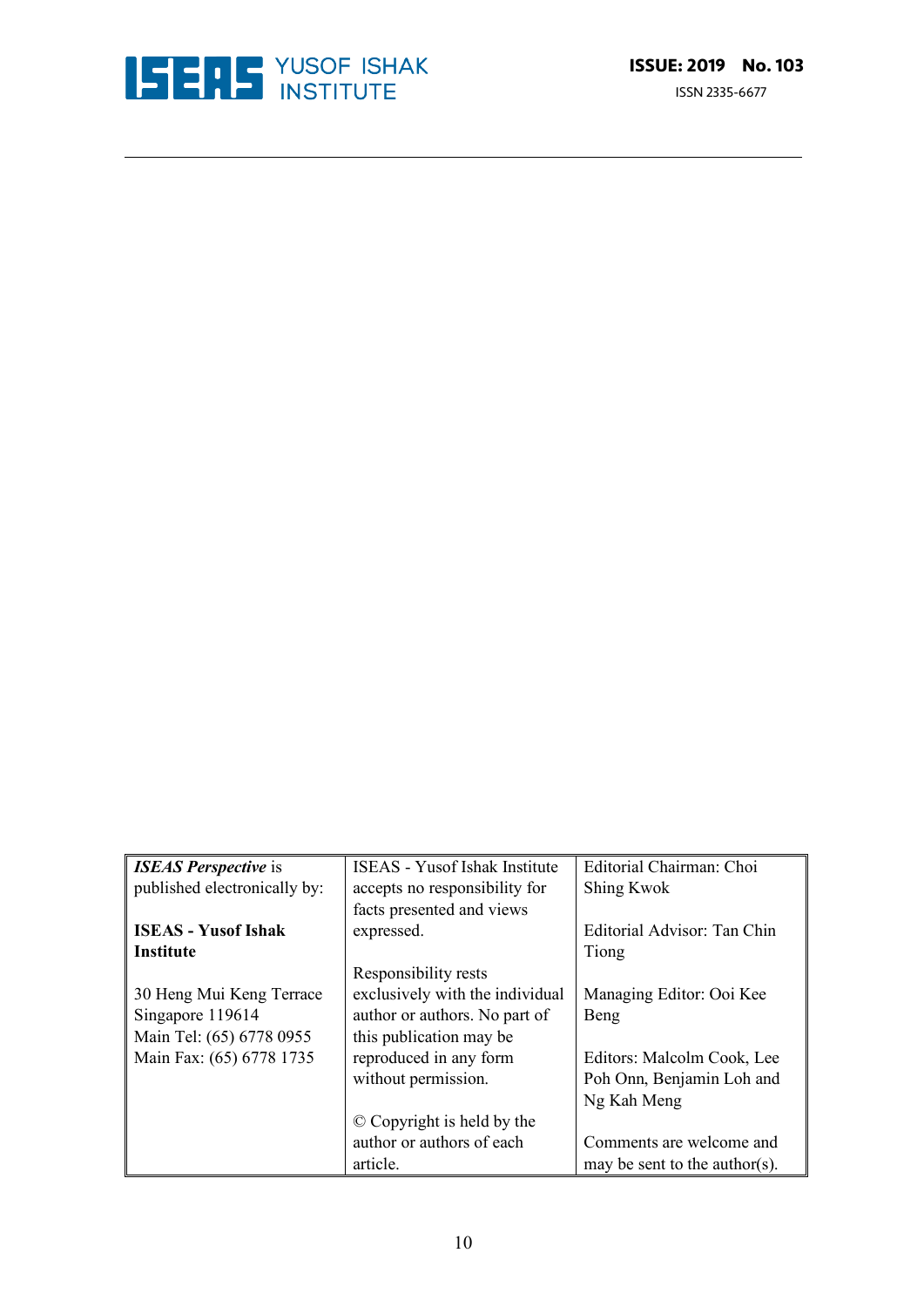| | | |
|---|---|---|
| ***ISEAS Perspective*** is published electronically by:<br><br>**ISEAS - Yusof Ishak Institute**<br><br>30 Heng Mui Keng Terrace<br>Singapore 119614<br>Main Tel: (65) 6778 0955<br>Main Fax: (65) 6778 1735 | ISEAS - Yusof Ishak Institute accepts no responsibility for facts presented and views expressed.<br><br>Responsibility rests exclusively with the individual author or authors. No part of this publication may be reproduced in any form without permission.<br><br>© Copyright is held by the author or authors of each article. | Editorial Chairman: Choi Shing Kwok<br><br>Editorial Advisor: Tan Chin Tiong<br><br>Managing Editor: Ooi Kee Beng<br><br>Editors: Malcolm Cook, Lee Poh Onn, Benjamin Loh and Ng Kah Meng<br><br>Comments are welcome and may be sent to the author(s). |